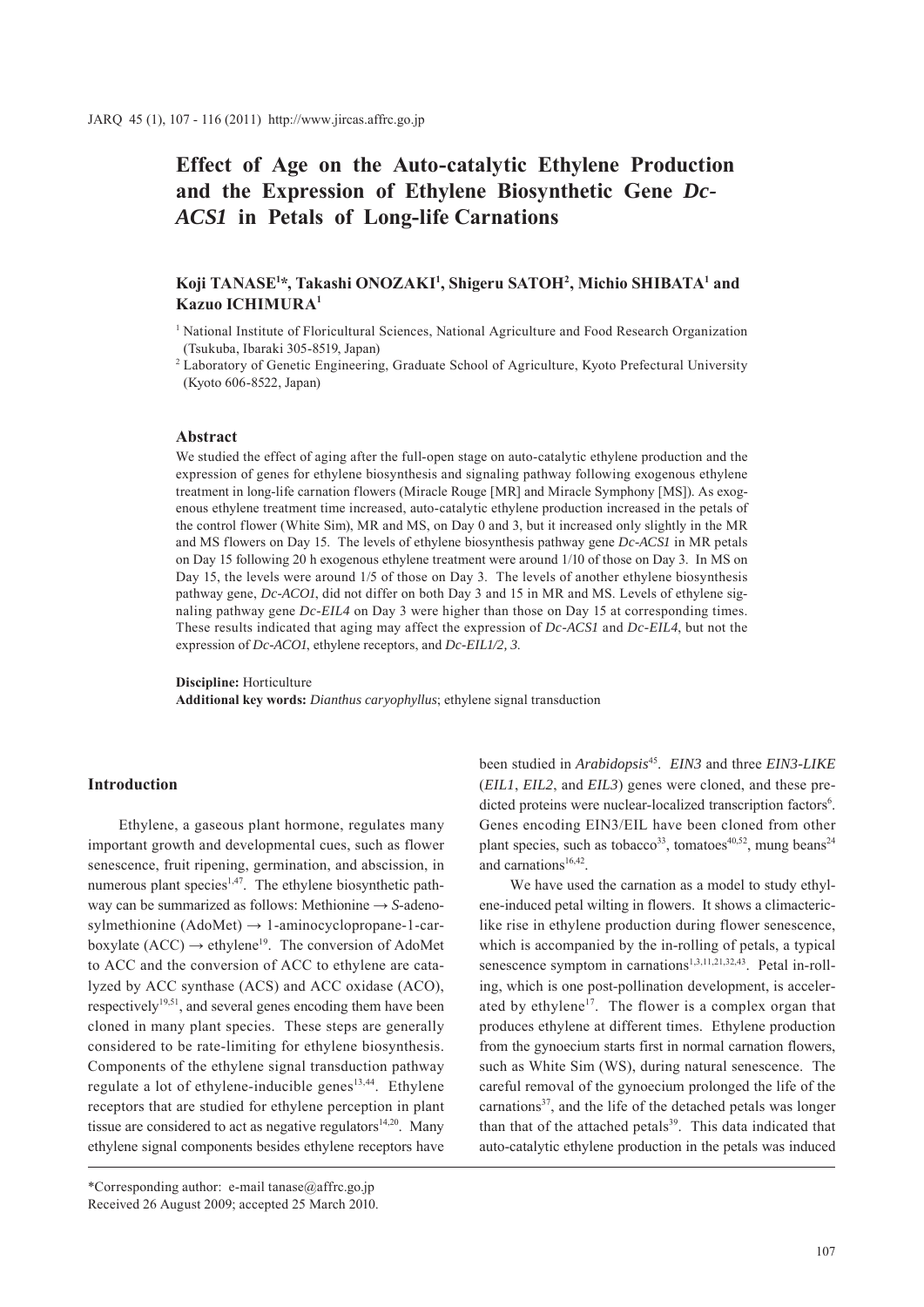# Effect of Age on the Auto-catalytic Ethylene Production and the Expression of Ethylene Biosynthetic Gene *Dc-ACS1* in Petals of Long-life Carnations

**Koji TANASE[1]*, Takashi ONOZAKI[1], Shigeru SATOH[2], Michio SHIBATA[1] and Kazuo ICHIMURA[1]**

[1] National Institute of Floricultural Sciences, National Agriculture and Food Research Organization (Tsukuba, Ibaraki 305-8519, Japan)

[2] Laboratory of Genetic Engineering, Graduate School of Agriculture, Kyoto Prefectural University (Kyoto 606-8522, Japan)

## Abstract

We studied the effect of aging after the full-open stage on auto-catalytic ethylene production and the expression of genes for ethylene biosynthesis and signaling pathway following exogenous ethylene treatment in long-life carnation flowers (Miracle Rouge [MR] and Miracle Symphony [MS]). As exogenous ethylene treatment time increased, auto-catalytic ethylene production increased in the petals of the control flower (White Sim), MR and MS, on Day 0 and 3, but it increased only slightly in the MR and MS flowers on Day 15. The levels of ethylene biosynthesis pathway gene *Dc-ACS1* in MR petals on Day 15 following 20 h exogenous ethylene treatment were around 1/10 of those on Day 3. In MS on Day 15, the levels were around 1/5 of those on Day 3. The levels of another ethylene biosynthesis pathway gene, *Dc-ACO1*, did not differ on both Day 3 and 15 in MR and MS. Levels of ethylene signaling pathway gene *Dc-EIL4* on Day 3 were higher than those on Day 15 at corresponding times. These results indicated that aging may affect the expression of *Dc-ACS1* and *Dc-EIL4*, but not the expression of *Dc-ACO1*, ethylene receptors, and *Dc-EIL1/2, 3*.

**Discipline:** Horticulture
**Additional key words:** *Dianthus caryophyllus*; ethylene signal transduction

## Introduction

Ethylene, a gaseous plant hormone, regulates many important growth and developmental cues, such as flower senescence, fruit ripening, germination, and abscission, in numerous plant species[1,47]. The ethylene biosynthetic pathway can be summarized as follows: Methionine → *S*-adenosylmethionine (AdoMet) → 1-aminocyclopropane-1-carboxylate (ACC) → ethylene[19]. The conversion of AdoMet to ACC and the conversion of ACC to ethylene are catalyzed by ACC synthase (ACS) and ACC oxidase (ACO), respectively[19,51], and several genes encoding them have been cloned in many plant species. These steps are generally considered to be rate-limiting for ethylene biosynthesis. Components of the ethylene signal transduction pathway regulate a lot of ethylene-inducible genes[13,44]. Ethylene receptors that are studied for ethylene perception in plant tissue are considered to act as negative regulators[14,20]. Many ethylene signal components besides ethylene receptors have been studied in *Arabidopsis*[45]. *EIN3* and three *EIN3-LIKE* (*EIL1*, *EIL2*, and *EIL3*) genes were cloned, and these predicted proteins were nuclear-localized transcription factors[6]. Genes encoding EIN3/EIL have been cloned from other plant species, such as tobacco[33], tomatoes[40,52], mung beans[24] and carnations[16,42].

We have used the carnation as a model to study ethylene-induced petal wilting in flowers. It shows a climacteric-like rise in ethylene production during flower senescence, which is accompanied by the in-rolling of petals, a typical senescence symptom in carnations[1,3,11,21,32,43]. Petal in-rolling, which is one post-pollination development, is accelerated by ethylene[17]. The flower is a complex organ that produces ethylene at different times. Ethylene production from the gynoecium starts first in normal carnation flowers, such as White Sim (WS), during natural senescence. The careful removal of the gynoecium prolonged the life of the carnations[37], and the life of the detached petals was longer than that of the attached petals[39]. This data indicated that auto-catalytic ethylene production in the petals was induced

*Corresponding author: e-mail tanase@affrc.go.jp
Received 26 August 2009; accepted 25 March 2010.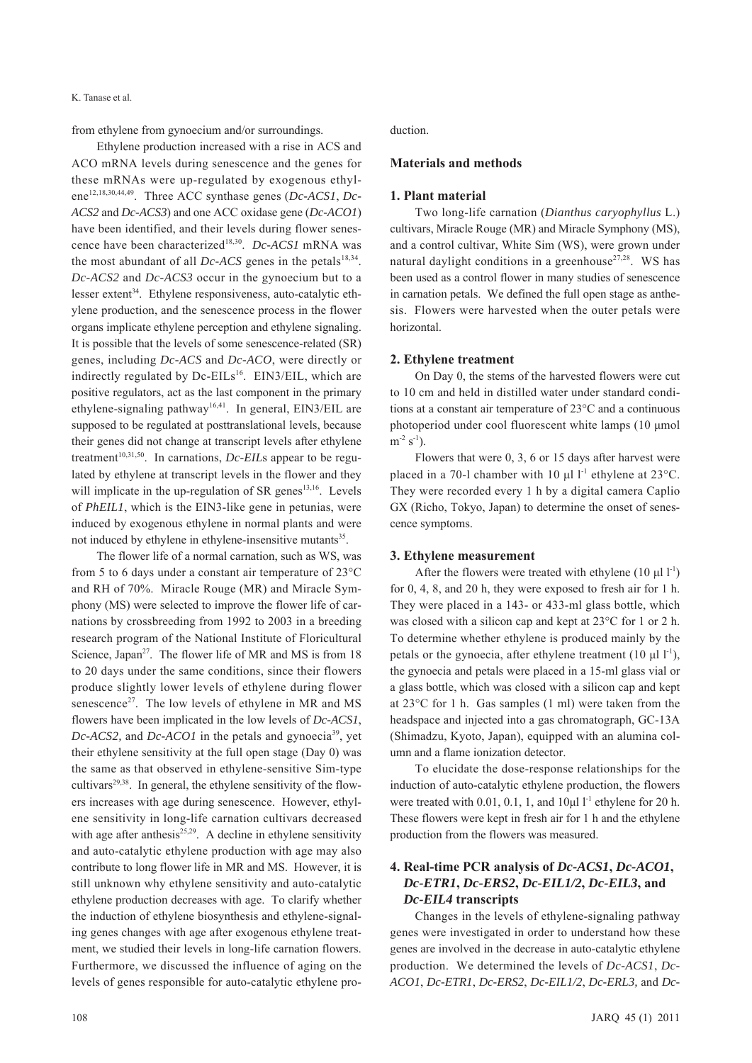from ethylene from gynoecium and/or surroundings.

Ethylene production increased with a rise in ACS and ACO mRNA levels during senescence and the genes for these mRNAs were up-regulated by exogenous ethylene[12,18,30,44,49]. Three ACC synthase genes (*Dc-ACS1*, *Dc-ACS2* and *Dc-ACS3*) and one ACC oxidase gene (*Dc-ACO1*) have been identified, and their levels during flower senescence have been characterized[18,30]. *Dc-ACS1* mRNA was the most abundant of all *Dc-ACS* genes in the petals[18,34]. *Dc-ACS2* and *Dc-ACS3* occur in the gynoecium but to a lesser extent[34]. Ethylene responsiveness, auto-catalytic ethylene production, and the senescence process in the flower organs implicate ethylene perception and ethylene signaling. It is possible that the levels of some senescence-related (SR) genes, including *Dc-ACS* and *Dc-ACO*, were directly or indirectly regulated by Dc-EILs[16]. EIN3/EIL, which are positive regulators, act as the last component in the primary ethylene-signaling pathway[16,41]. In general, EIN3/EIL are supposed to be regulated at posttranslational levels, because their genes did not change at transcript levels after ethylene treatment[10,31,50]. In carnations, *Dc-EIL*s appear to be regulated by ethylene at transcript levels in the flower and they will implicate in the up-regulation of SR genes[13,16]. Levels of *PhEIL1*, which is the EIN3-like gene in petunias, were induced by exogenous ethylene in normal plants and were not induced by ethylene in ethylene-insensitive mutants[35].

The flower life of a normal carnation, such as WS, was from 5 to 6 days under a constant air temperature of 23°C and RH of 70%. Miracle Rouge (MR) and Miracle Symphony (MS) were selected to improve the flower life of carnations by crossbreeding from 1992 to 2003 in a breeding research program of the National Institute of Floricultural Science, Japan[27]. The flower life of MR and MS is from 18 to 20 days under the same conditions, since their flowers produce slightly lower levels of ethylene during flower senescence[27]. The low levels of ethylene in MR and MS flowers have been implicated in the low levels of *Dc-ACS1*, *Dc-ACS2,* and *Dc-ACO1* in the petals and gynoecia[39], yet their ethylene sensitivity at the full open stage (Day 0) was the same as that observed in ethylene-sensitive Sim-type cultivars[29,38]. In general, the ethylene sensitivity of the flowers increases with age during senescence. However, ethylene sensitivity in long-life carnation cultivars decreased with age after anthesis[25,29]. A decline in ethylene sensitivity and auto-catalytic ethylene production with age may also contribute to long flower life in MR and MS. However, it is still unknown why ethylene sensitivity and auto-catalytic ethylene production decreases with age. To clarify whether the induction of ethylene biosynthesis and ethylene-signaling genes changes with age after exogenous ethylene treatment, we studied their levels in long-life carnation flowers. Furthermore, we discussed the influence of aging on the levels of genes responsible for auto-catalytic ethylene production.

## Materials and methods

### 1. Plant material

Two long-life carnation (*Dianthus caryophyllus* L.) cultivars, Miracle Rouge (MR) and Miracle Symphony (MS), and a control cultivar, White Sim (WS), were grown under natural daylight conditions in a greenhouse[27,28]. WS has been used as a control flower in many studies of senescence in carnation petals. We defined the full open stage as anthesis. Flowers were harvested when the outer petals were horizontal.

### 2. Ethylene treatment

On Day 0, the stems of the harvested flowers were cut to 10 cm and held in distilled water under standard conditions at a constant air temperature of 23°C and a continuous photoperiod under cool fluorescent white lamps (10 µmol $m^{-2}$ $s^{-1}$).

Flowers that were 0, 3, 6 or 15 days after harvest were placed in a 70-l chamber with 10 µl $l^{-1}$ ethylene at 23°C. They were recorded every 1 h by a digital camera Caplio GX (Richo, Tokyo, Japan) to determine the onset of senescence symptoms.

### 3. Ethylene measurement

After the flowers were treated with ethylene (10 µl $l^{-1}$) for 0, 4, 8, and 20 h, they were exposed to fresh air for 1 h. They were placed in a 143- or 433-ml glass bottle, which was closed with a silicon cap and kept at 23°C for 1 or 2 h. To determine whether ethylene is produced mainly by the petals or the gynoecia, after ethylene treatment (10 µl $l^{-1}$), the gynoecia and petals were placed in a 15-ml glass vial or a glass bottle, which was closed with a silicon cap and kept at 23°C for 1 h. Gas samples (1 ml) were taken from the headspace and injected into a gas chromatograph, GC-13A (Shimadzu, Kyoto, Japan), equipped with an alumina column and a flame ionization detector.

To elucidate the dose-response relationships for the induction of auto-catalytic ethylene production, the flowers were treated with 0.01, 0.1, 1, and 10µl $l^{-1}$ ethylene for 20 h. These flowers were kept in fresh air for 1 h and the ethylene production from the flowers was measured.

### 4. Real-time PCR analysis of *Dc-ACS1*, *Dc-ACO1*, *Dc-ETR1*, *Dc-ERS2*, *Dc-EIL1/2*, *Dc-EIL3*, and *Dc-EIL4* transcripts

Changes in the levels of ethylene-signaling pathway genes were investigated in order to understand how these genes are involved in the decrease in auto-catalytic ethylene production. We determined the levels of *Dc-ACS1*, *Dc-ACO1*, *Dc-ETR1*, *Dc-ERS2*, *Dc-EIL1/2*, *Dc-ERL3,* and *Dc-*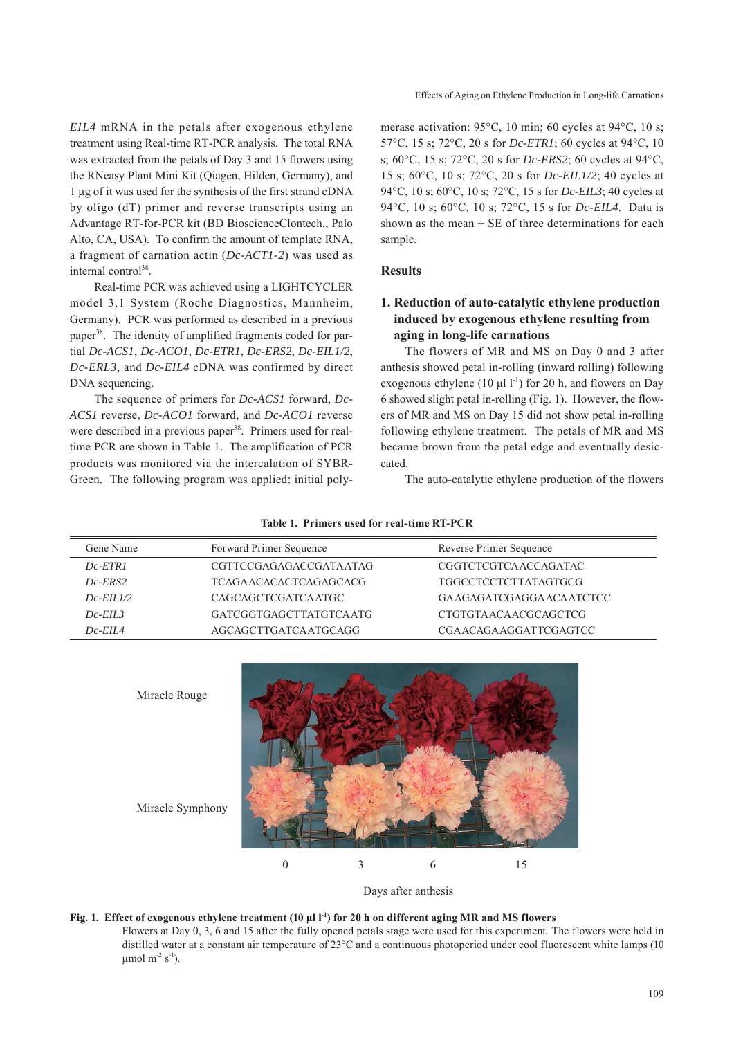*EIL4* mRNA in the petals after exogenous ethylene treatment using Real-time RT-PCR analysis. The total RNA was extracted from the petals of Day 3 and 15 flowers using the RNeasy Plant Mini Kit (Qiagen, Hilden, Germany), and 1 µg of it was used for the synthesis of the first strand cDNA by oligo (dT) primer and reverse transcripts using an Advantage RT-for-PCR kit (BD BioscienceClontech., Palo Alto, CA, USA). To confirm the amount of template RNA, a fragment of carnation actin (*Dc-ACT1-2*) was used as internal control[38].

Real-time PCR was achieved using a LIGHTCYCLER model 3.1 System (Roche Diagnostics, Mannheim, Germany). PCR was performed as described in a previous paper[38]. The identity of amplified fragments coded for partial *Dc-ACS1*, *Dc-ACO1*, *Dc-ETR1*, *Dc-ERS2*, *Dc-EIL1/2*, *Dc-ERL3,* and *Dc-EIL4* cDNA was confirmed by direct DNA sequencing.

The sequence of primers for *Dc-ACS1* forward, *Dc-ACS1* reverse, *Dc-ACO1* forward, and *Dc-ACO1* reverse were described in a previous paper[38]. Primers used for real-time PCR are shown in Table 1. The amplification of PCR products was monitored via the intercalation of SYBR-Green. The following program was applied: initial polymerase activation: 95°C, 10 min; 60 cycles at 94°C, 10 s; 57°C, 15 s; 72°C, 20 s for *Dc-ETR1*; 60 cycles at 94°C, 10 s; 60°C, 15 s; 72°C, 20 s for *Dc-ERS2*; 60 cycles at 94°C, 15 s; 60°C, 10 s; 72°C, 20 s for *Dc-EIL1/2*; 40 cycles at 94°C, 10 s; 60°C, 10 s; 72°C, 15 s for *Dc-EIL3*; 40 cycles at 94°C, 10 s; 60°C, 10 s; 72°C, 15 s for *Dc-EIL4*. Data is shown as the mean ± SE of three determinations for each sample.

## Results

### 1. Reduction of auto-catalytic ethylene production induced by exogenous ethylene resulting from aging in long-life carnations

The flowers of MR and MS on Day 0 and 3 after anthesis showed petal in-rolling (inward rolling) following exogenous ethylene (10 µl $l^{-1}$) for 20 h, and flowers on Day 6 showed slight petal in-rolling (Fig. 1). However, the flowers of MR and MS on Day 15 did not show petal in-rolling following ethylene treatment. The petals of MR and MS became brown from the petal edge and eventually desiccated.

The auto-catalytic ethylene production of the flowers

**Table 1. Primers used for real-time RT-PCR**

| Gene Name | Forward Primer Sequence | Reverse Primer Sequence |
|---|---|---|
| *Dc-ETR1* | CGTTCCGAGAGACCGATAATAG | CGGTCTCGTCAACCAGATAC |
| *Dc-ERS2* | TCAGAACACACTCAGAGCACG | TGGCCTCCTCTTATAGTGCG |
| *Dc-EIL1/2* | CAGCAGCTCGATCAATGC | GAAGAGATCGAGGAACAATCTCC |
| *Dc-EIL3* | GATCGGTGAGCTTATGTCAATG | CTGTGTAACAACGCAGCTCG |
| *Dc-EIL4* | AGCAGCTTGATCAATGCAGG | CGAACAGAAGGATTCGAGTCC |

**Fig. 1. Effect of exogenous ethylene treatment (10 µl $l^{-1}$) for 20 h on different aging MR and MS flowers**
Flowers at Day 0, 3, 6 and 15 after the fully opened petals stage were used for this experiment. The flowers were held in distilled water at a constant air temperature of 23°C and a continuous photoperiod under cool fluorescent white lamps (10 µmol $m^{-2}$ $s^{-1}$).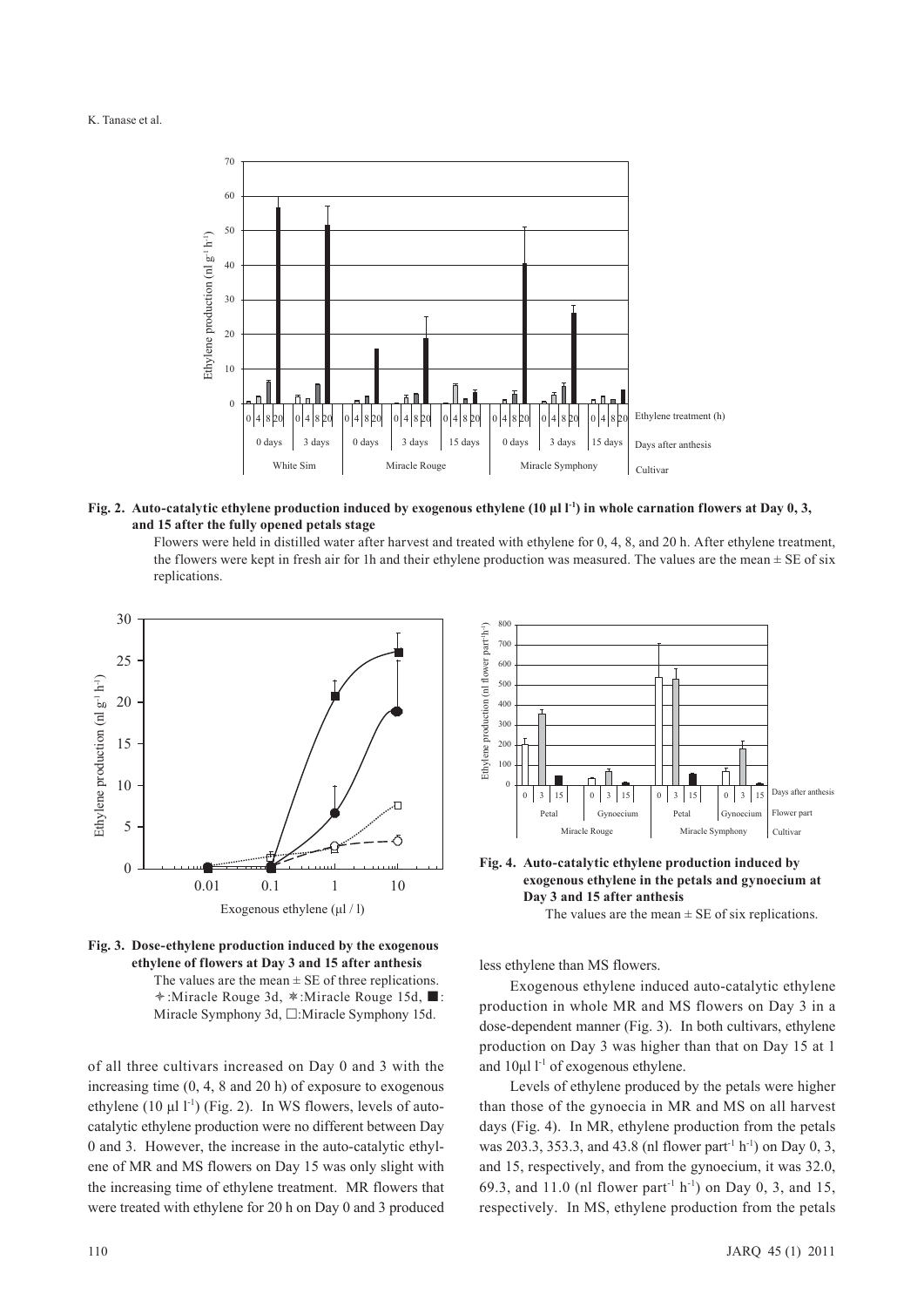**Fig. 2. Auto-catalytic ethylene production induced by exogenous ethylene (10 µl l$^{-1}$) in whole carnation flowers at Day 0, 3, and 15 after the fully opened petals stage**

Flowers were held in distilled water after harvest and treated with ethylene for 0, 4, 8, and 20 h. After ethylene treatment, the flowers were kept in fresh air for 1h and their ethylene production was measured. The values are the mean ± SE of six replications.

**Fig. 3. Dose-ethylene production induced by the exogenous ethylene of flowers at Day 3 and 15 after anthesis**

The values are the mean ± SE of three replications. ✦:Miracle Rouge 3d, ✱:Miracle Rouge 15d, ■: Miracle Symphony 3d, □:Miracle Symphony 15d.

**Fig. 4. Auto-catalytic ethylene production induced by exogenous ethylene in the petals and gynoecium at Day 3 and 15 after anthesis**

The values are the mean ± SE of six replications.

of all three cultivars increased on Day 0 and 3 with the increasing time (0, 4, 8 and 20 h) of exposure to exogenous ethylene (10 µl l$^{-1}$) (Fig. 2). In WS flowers, levels of auto-catalytic ethylene production were no different between Day 0 and 3. However, the increase in the auto-catalytic ethylene of MR and MS flowers on Day 15 was only slight with the increasing time of ethylene treatment. MR flowers that were treated with ethylene for 20 h on Day 0 and 3 produced less ethylene than MS flowers.

Exogenous ethylene induced auto-catalytic ethylene production in whole MR and MS flowers on Day 3 in a dose-dependent manner (Fig. 3). In both cultivars, ethylene production on Day 3 was higher than that on Day 15 at 1 and 10µl l$^{-1}$ of exogenous ethylene.

Levels of ethylene produced by the petals were higher than those of the gynoecia in MR and MS on all harvest days (Fig. 4). In MR, ethylene production from the petals was 203.3, 353.3, and 43.8 (nl flower part$^{-1}$ h$^{-1}$) on Day 0, 3, and 15, respectively, and from the gynoecium, it was 32.0, 69.3, and 11.0 (nl flower part$^{-1}$ h$^{-1}$) on Day 0, 3, and 15, respectively. In MS, ethylene production from the petals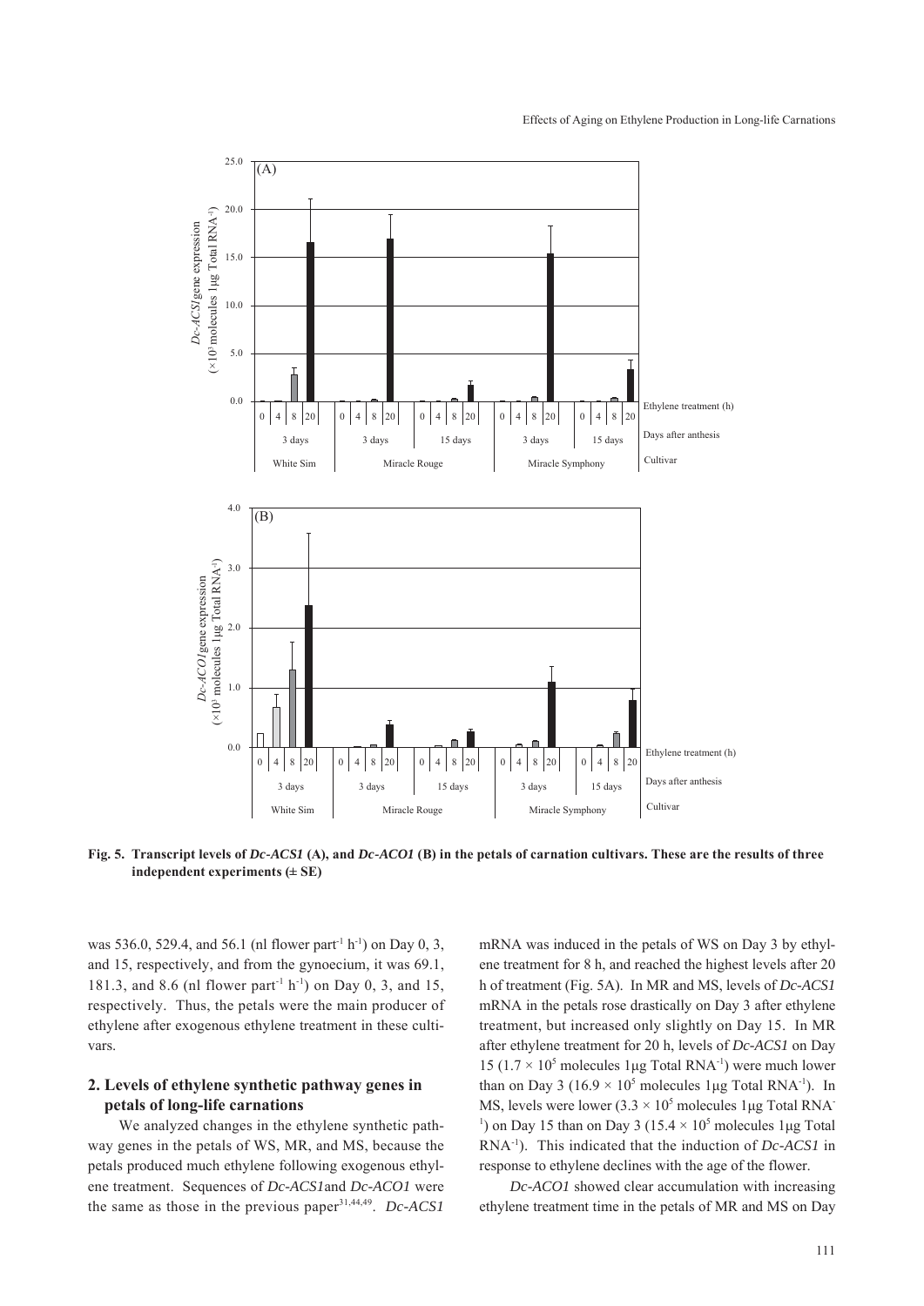**Fig. 5. Transcript levels of *Dc-ACS1* (A), and *Dc-ACO1* (B) in the petals of carnation cultivars. These are the results of three independent experiments (± SE)**

was 536.0, 529.4, and 56.1 (nl flower part$^{-1}$ h$^{-1}$) on Day 0, 3, and 15, respectively, and from the gynoecium, it was 69.1, 181.3, and 8.6 (nl flower part$^{-1}$ h$^{-1}$) on Day 0, 3, and 15, respectively. Thus, the petals were the main producer of ethylene after exogenous ethylene treatment in these cultivars.

## 2. Levels of ethylene synthetic pathway genes in petals of long-life carnations

We analyzed changes in the ethylene synthetic pathway genes in the petals of WS, MR, and MS, because the petals produced much ethylene following exogenous ethylene treatment. Sequences of *Dc-ACS1* and *Dc-ACO1* were the same as those in the previous paper[31,44,49]. *Dc-ACS1* mRNA was induced in the petals of WS on Day 3 by ethylene treatment for 8 h, and reached the highest levels after 20 h of treatment (Fig. 5A). In MR and MS, levels of *Dc-ACS1* mRNA in the petals rose drastically on Day 3 after ethylene treatment, but increased only slightly on Day 15. In MR after ethylene treatment for 20 h, levels of *Dc-ACS1* on Day 15 ($1.7 \times 10^5$ molecules 1μg Total RNA$^{-1}$) were much lower than on Day 3 ($16.9 \times 10^5$ molecules 1μg Total RNA$^{-1}$). In MS, levels were lower ($3.3 \times 10^5$ molecules 1μg Total RNA$^{-1}$) on Day 15 than on Day 3 ($15.4 \times 10^5$ molecules 1μg Total RNA$^{-1}$). This indicated that the induction of *Dc-ACS1* in response to ethylene declines with the age of the flower.

*Dc-ACO1* showed clear accumulation with increasing ethylene treatment time in the petals of MR and MS on Day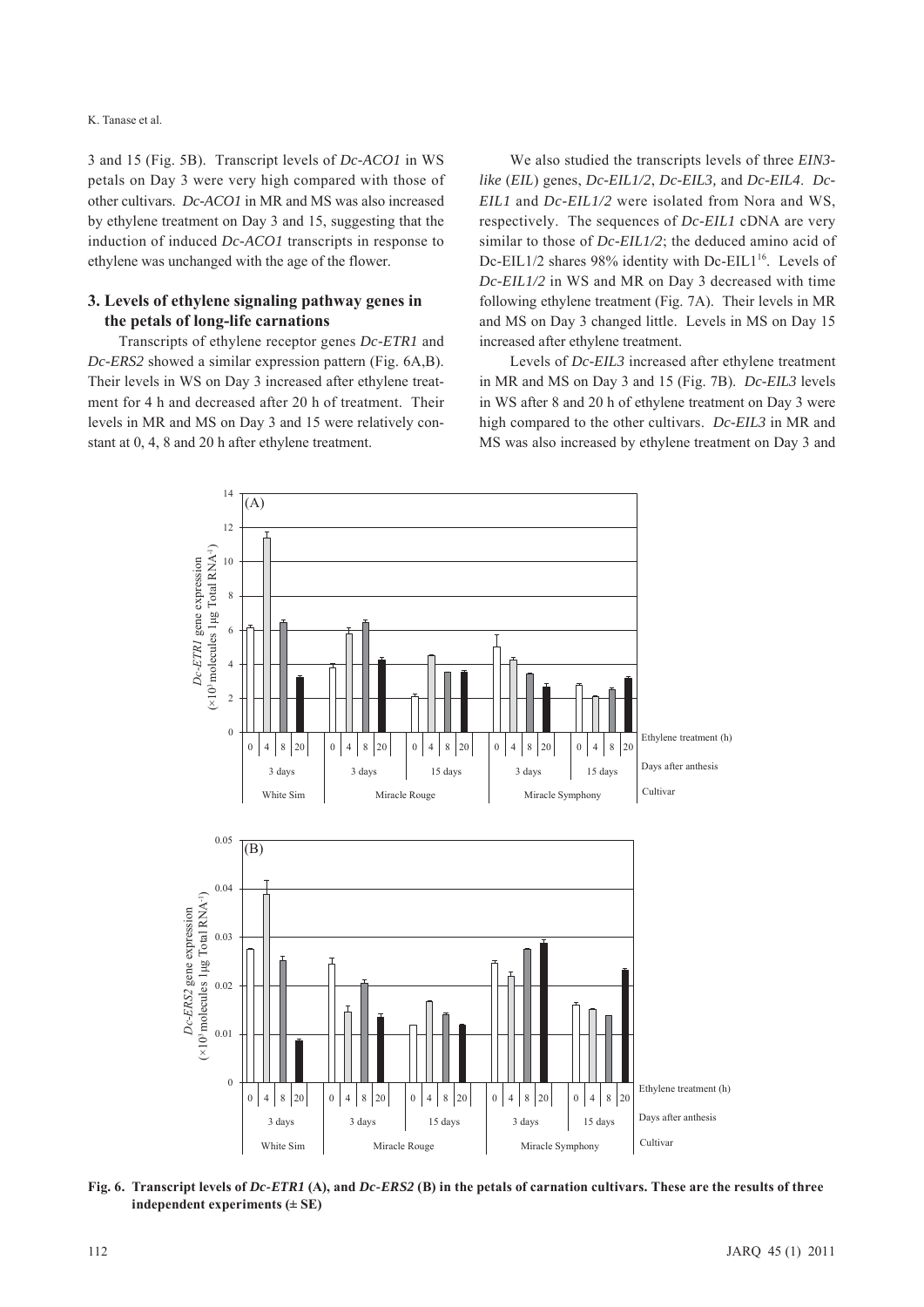3 and 15 (Fig. 5B). Transcript levels of *Dc-ACO1* in WS petals on Day 3 were very high compared with those of other cultivars. *Dc-ACO1* in MR and MS was also increased by ethylene treatment on Day 3 and 15, suggesting that the induction of induced *Dc-ACO1* transcripts in response to ethylene was unchanged with the age of the flower.

### 3. Levels of ethylene signaling pathway genes in the petals of long-life carnations

Transcripts of ethylene receptor genes *Dc-ETR1* and *Dc-ERS2* showed a similar expression pattern (Fig. 6A,B). Their levels in WS on Day 3 increased after ethylene treatment for 4 h and decreased after 20 h of treatment. Their levels in MR and MS on Day 3 and 15 were relatively constant at 0, 4, 8 and 20 h after ethylene treatment.

We also studied the transcripts levels of three *EIN3-like* (*EIL*) genes, *Dc-EIL1/2*, *Dc-EIL3,* and *Dc-EIL4*. *Dc-EIL1* and *Dc-EIL1/2* were isolated from Nora and WS, respectively. The sequences of *Dc-EIL1* cDNA are very similar to those of *Dc-EIL1/2*; the deduced amino acid of Dc-EIL1/2 shares 98% identity with Dc-EIL1[16]. Levels of *Dc-EIL1/2* in WS and MR on Day 3 decreased with time following ethylene treatment (Fig. 7A). Their levels in MR and MS on Day 3 changed little. Levels in MS on Day 15 increased after ethylene treatment.

Levels of *Dc-EIL3* increased after ethylene treatment in MR and MS on Day 3 and 15 (Fig. 7B). *Dc-EIL3* levels in WS after 8 and 20 h of ethylene treatment on Day 3 were high compared to the other cultivars. *Dc-EIL3* in MR and MS was also increased by ethylene treatment on Day 3 and

**Fig. 6. Transcript levels of *Dc-ETR1* (A), and *Dc-ERS2* (B) in the petals of carnation cultivars. These are the results of three independent experiments (± SE)**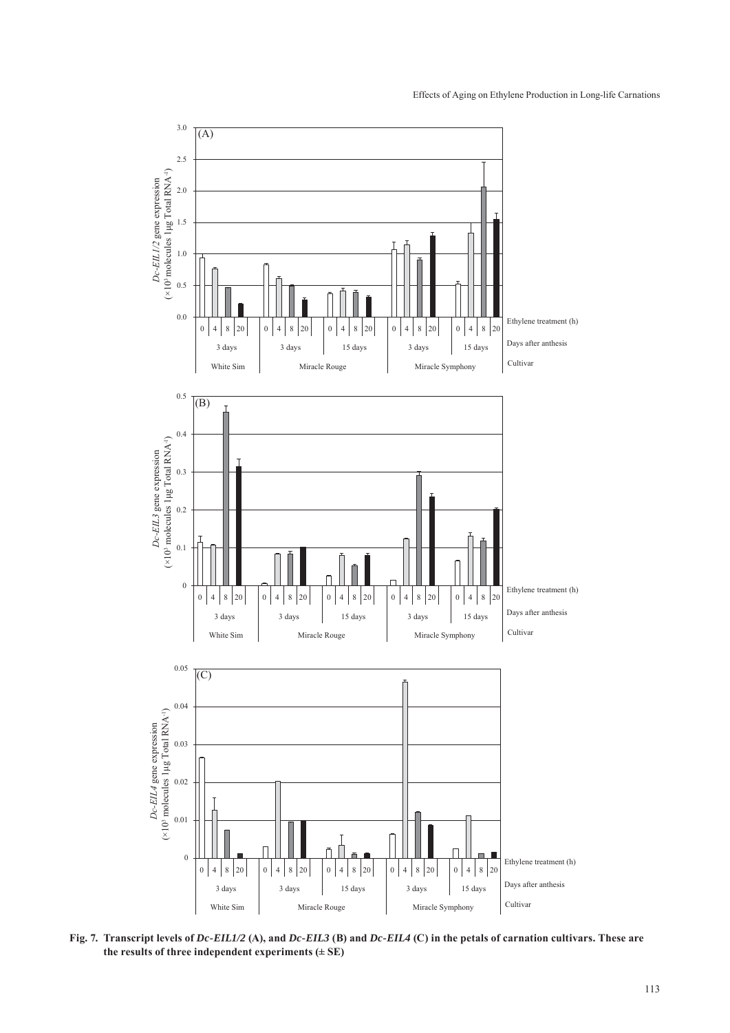**Fig. 7. Transcript levels of *Dc-EIL1/2* (A), and *Dc-EIL3* (B) and *Dc-EIL4* (C) in the petals of carnation cultivars. These are the results of three independent experiments (± SE)**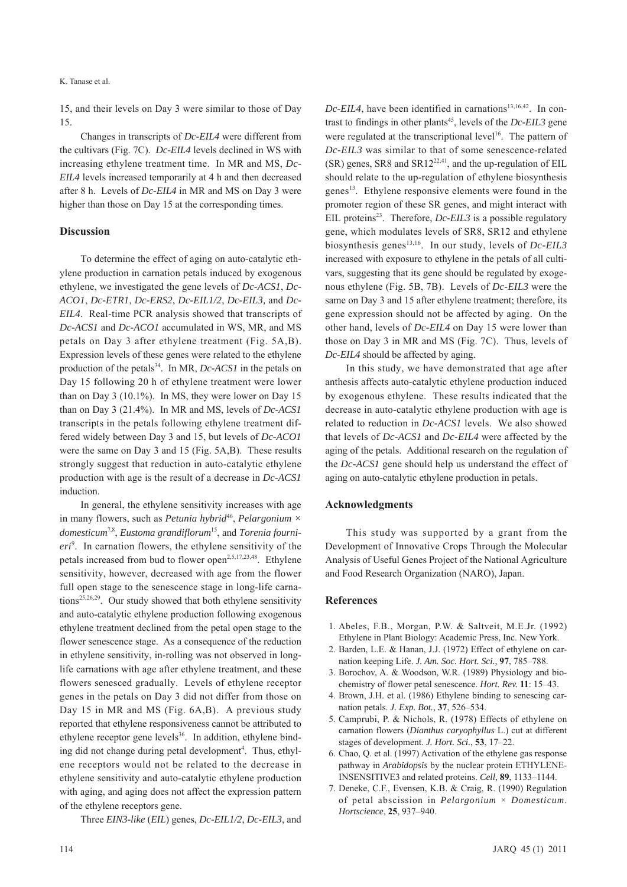15, and their levels on Day 3 were similar to those of Day 15.

Changes in transcripts of *Dc-EIL4* were different from the cultivars (Fig. 7C). *Dc-EIL4* levels declined in WS with increasing ethylene treatment time. In MR and MS, *Dc-EIL4* levels increased temporarily at 4 h and then decreased after 8 h. Levels of *Dc-EIL4* in MR and MS on Day 3 were higher than those on Day 15 at the corresponding times.

## Discussion

To determine the effect of aging on auto-catalytic ethylene production in carnation petals induced by exogenous ethylene, we investigated the gene levels of *Dc-ACS1*, *Dc-ACO1*, *Dc-ETR1*, *Dc-ERS2*, *Dc-EIL1/2*, *Dc-EIL3*, and *Dc-EIL4*. Real-time PCR analysis showed that transcripts of *Dc-ACS1* and *Dc-ACO1* accumulated in WS, MR, and MS petals on Day 3 after ethylene treatment (Fig. 5A,B). Expression levels of these genes were related to the ethylene production of the petals[34]. In MR, *Dc-ACS1* in the petals on Day 15 following 20 h of ethylene treatment were lower than on Day 3 (10.1%). In MS, they were lower on Day 15 than on Day 3 (21.4%). In MR and MS, levels of *Dc-ACS1* transcripts in the petals following ethylene treatment differed widely between Day 3 and 15, but levels of *Dc-ACO1* were the same on Day 3 and 15 (Fig. 5A,B). These results strongly suggest that reduction in auto-catalytic ethylene production with age is the result of a decrease in *Dc-ACS1* induction.

In general, the ethylene sensitivity increases with age in many flowers, such as *Petunia hybrid*[46], *Pelargonium × domesticum*[7,8], *Eustoma grandiflorum*[15], and *Torenia fournieri*[9]. In carnation flowers, the ethylene sensitivity of the petals increased from bud to flower open[2,5,17,23,48]. Ethylene sensitivity, however, decreased with age from the flower full open stage to the senescence stage in long-life carnations[25,26,29]. Our study showed that both ethylene sensitivity and auto-catalytic ethylene production following exogenous ethylene treatment declined from the petal open stage to the flower senescence stage. As a consequence of the reduction in ethylene sensitivity, in-rolling was not observed in long-life carnations with age after ethylene treatment, and these flowers senesced gradually. Levels of ethylene receptor genes in the petals on Day 3 did not differ from those on Day 15 in MR and MS (Fig. 6A,B). A previous study reported that ethylene responsiveness cannot be attributed to ethylene receptor gene levels[36]. In addition, ethylene binding did not change during petal development[4]. Thus, ethylene receptors would not be related to the decrease in ethylene sensitivity and auto-catalytic ethylene production with aging, and aging does not affect the expression pattern of the ethylene receptors gene.

Three *EIN3-like* (*EIL*) genes, *Dc-EIL1/2*, *Dc-EIL3*, and *Dc-EIL4*, have been identified in carnations[13,16,42]. In contrast to findings in other plants[45], levels of the *Dc-EIL3* gene were regulated at the transcriptional level[16]. The pattern of *Dc-EIL3* was similar to that of some senescence-related (SR) genes, SR8 and SR12[22,41], and the up-regulation of EIL should relate to the up-regulation of ethylene biosynthesis genes[13]. Ethylene responsive elements were found in the promoter region of these SR genes, and might interact with EIL proteins[23]. Therefore, *Dc-EIL3* is a possible regulatory gene, which modulates levels of SR8, SR12 and ethylene biosynthesis genes[13,16]. In our study, levels of *Dc-EIL3* increased with exposure to ethylene in the petals of all cultivars, suggesting that its gene should be regulated by exogenous ethylene (Fig. 5B, 7B). Levels of *Dc-EIL3* were the same on Day 3 and 15 after ethylene treatment; therefore, its gene expression should not be affected by aging. On the other hand, levels of *Dc-EIL4* on Day 15 were lower than those on Day 3 in MR and MS (Fig. 7C). Thus, levels of *Dc-EIL4* should be affected by aging.

In this study, we have demonstrated that age after anthesis affects auto-catalytic ethylene production induced by exogenous ethylene. These results indicated that the decrease in auto-catalytic ethylene production with age is related to reduction in *Dc-ACS1* levels. We also showed that levels of *Dc-ACS1* and *Dc-EIL4* were affected by the aging of the petals. Additional research on the regulation of the *Dc-ACS1* gene should help us understand the effect of aging on auto-catalytic ethylene production in petals.

## Acknowledgments

This study was supported by a grant from the Development of Innovative Crops Through the Molecular Analysis of Useful Genes Project of the National Agriculture and Food Research Organization (NARO), Japan.

## References

1. Abeles, F.B., Morgan, P.W. & Saltveit, M.E.Jr. (1992) Ethylene in Plant Biology: Academic Press, Inc. New York.
2. Barden, L.E. & Hanan, J.J. (1972) Effect of ethylene on carnation keeping Life. *J. Am. Soc. Hort. Sci.*, **97**, 785–788.
3. Borochov, A. & Woodson, W.R. (1989) Physiology and biochemistry of flower petal senescence. *Hort. Rev.* **11**: 15–43.
4. Brown, J.H. et al. (1986) Ethylene binding to senescing carnation petals. *J. Exp. Bot.*, **37**, 526–534.
5. Camprubi, P. & Nichols, R. (1978) Effects of ethylene on carnation flowers (*Dianthus caryophyllus* L.) cut at different stages of development. *J. Hort. Sci.*, **53**, 17–22.
6. Chao, Q. et al. (1997) Activation of the ethylene gas response pathway in *Arabidopsis* by the nuclear protein ETHYLENE-INSENSITIVE3 and related proteins. *Cell*, **89**, 1133–1144.
7. Deneke, C.F., Evensen, K.B. & Craig, R. (1990) Regulation of petal abscission in *Pelargonium × Domesticum*. *Hortscience*, **25**, 937–940.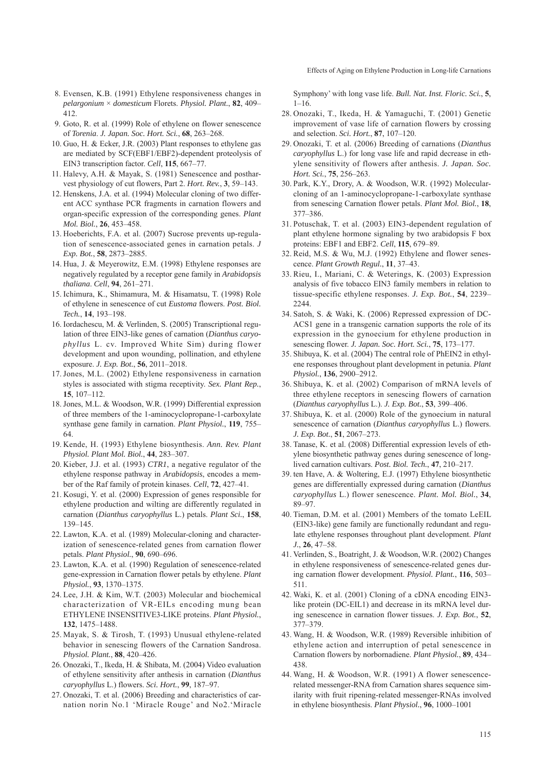8. Evensen, K.B. (1991) Ethylene responsiveness changes in *pelargonium × domesticum* Florets. *Physiol. Plant.*, **82**, 409–412.
9. Goto, R. et al. (1999) Role of ethylene on flower senescence of *Torenia*. *J. Japan. Soc. Hort. Sci.*, **68**, 263–268.
10. Guo, H. & Ecker, J.R. (2003) Plant responses to ethylene gas are mediated by SCF(EBF1/EBF2)-dependent proteolysis of EIN3 transcription factor. *Cell*, **115**, 667–77.
11. Halevy, A.H. & Mayak, S. (1981) Senescence and postharvest physiology of cut flowers, Part 2. *Hort. Rev.*, **3**, 59–143.
12. Henskens, J.A. et al. (1994) Molecular cloning of two different ACC synthase PCR fragments in carnation flowers and organ-specific expression of the corresponding genes. *Plant Mol. Biol.*, **26**, 453–458.
13. Hoeberichts, F.A. et al. (2007) Sucrose prevents up-regulation of senescence-associated genes in carnation petals. *J Exp. Bot.*, **58**, 2873–2885.
14. Hua, J. & Meyerowitz, E.M. (1998) Ethylene responses are negatively regulated by a receptor gene family in *Arabidopsis thaliana*. *Cell*, **94**, 261–271.
15. Ichimura, K., Shimamura, M. & Hisamatsu, T. (1998) Role of ethylene in senescence of cut *Eustoma* flowers. *Post. Biol. Tech.*, **14**, 193–198.
16. Iordachescu, M. & Verlinden, S. (2005) Transcriptional regulation of three EIN3-like genes of carnation (*Dianthus caryophyllus* L. cv. Improved White Sim) during flower development and upon wounding, pollination, and ethylene exposure. *J. Exp. Bot.*, **56**, 2011–2018.
17. Jones, M.L. (2002) Ethylene responsiveness in carnation styles is associated with stigma receptivity. *Sex. Plant Rep.*, **15**, 107–112.
18. Jones, M.L. & Woodson, W.R. (1999) Differential expression of three members of the 1-aminocyclopropane-1-carboxylate synthase gene family in carnation. *Plant Physiol.*, **119**, 755–64.
19. Kende, H. (1993) Ethylene biosynthesis. *Ann. Rev. Plant Physiol. Plant Mol. Biol.*, **44**, 283–307.
20. Kieber, J.J. et al. (1993) *CTR1*, a negative regulator of the ethylene response pathway in *Arabidopsis*, encodes a member of the Raf family of protein kinases. *Cell*, **72**, 427–41.
21. Kosugi, Y. et al. (2000) Expression of genes responsible for ethylene production and wilting are differently regulated in carnation (*Dianthus caryophyllus* L.) petals. *Plant Sci.*, **158**, 139–145.
22. Lawton, K.A. et al. (1989) Molecular-cloning and characterization of senescence-related genes from carnation flower petals. *Plant Physiol.*, **90**, 690–696.
23. Lawton, K.A. et al. (1990) Regulation of senescence-related gene-expression in Carnation flower petals by ethylene. *Plant Physiol.*, **93**, 1370–1375.
24. Lee, J.H. & Kim, W.T. (2003) Molecular and biochemical characterization of VR-EILs encoding mung bean ETHYLENE INSENSITIVE3-LIKE proteins. *Plant Physiol.*, **132**, 1475–1488.
25. Mayak, S. & Tirosh, T. (1993) Unusual ethylene-related behavior in senescing flowers of the Carnation Sandrosa. *Physiol. Plant.*, **88**, 420–426.
26. Onozaki, T., Ikeda, H. & Shibata, M. (2004) Video evaluation of ethylene sensitivity after anthesis in carnation (*Dianthus caryophyllus* L.) flowers. *Sci. Hort.*, **99**, 187–97.
27. Onozaki, T. et al. (2006) Breeding and characteristics of carnation norin No.1 'Miracle Rouge' and No2.'Miracle Symphony' with long vase life. *Bull. Nat. Inst. Floric. Sci.*, **5**, 1–16.
28. Onozaki, T., Ikeda, H. & Yamaguchi, T. (2001) Genetic improvement of vase life of carnation flowers by crossing and selection. *Sci. Hort.*, **87**, 107–120.
29. Onozaki, T. et al. (2006) Breeding of carnations (*Dianthus caryophyllus* L.) for long vase life and rapid decrease in ethylene sensitivity of flowers after anthesis. *J. Japan. Soc. Hort. Sci.*, **75**, 256–263.
30. Park, K.Y., Drory, A. & Woodson, W.R. (1992) Molecular-cloning of an 1-aminocyclopropane-1-carboxylate synthase from senescing Carnation flower petals. *Plant Mol. Biol.*, **18**, 377–386.
31. Potuschak, T. et al. (2003) EIN3-dependent regulation of plant ethylene hormone signaling by two arabidopsis F box proteins: EBF1 and EBF2. *Cell*, **115**, 679–89.
32. Reid, M.S. & Wu, M.J. (1992) Ethylene and flower senescence. *Plant Growth Regul.*, **11**, 37–43.
33. Rieu, I., Mariani, C. & Weterings, K. (2003) Expression analysis of five tobacco EIN3 family members in relation to tissue-specific ethylene responses. *J. Exp. Bot.*, **54**, 2239–2244.
34. Satoh, S. & Waki, K. (2006) Repressed expression of DC-ACS1 gene in a transgenic carnation supports the role of its expression in the gynoecium for ethylene production in senescing flower. *J. Japan. Soc. Hort. Sci.*, **75**, 173–177.
35. Shibuya, K. et al. (2004) The central role of PhEIN2 in ethylene responses throughout plant development in petunia. *Plant Physiol.*, **136**, 2900–2912.
36. Shibuya, K. et al. (2002) Comparison of mRNA levels of three ethylene receptors in senescing flowers of carnation (*Dianthus caryophyllus* L.). *J. Exp. Bot.*, **53**, 399–406.
37. Shibuya, K. et al. (2000) Role of the gynoecium in natural senescence of carnation (*Dianthus caryophyllus* L.) flowers. *J. Exp. Bot.*, **51**, 2067–273.
38. Tanase, K. et al. (2008) Differential expression levels of ethylene biosynthetic pathway genes during senescence of long-lived carnation cultivars. *Post. Biol. Tech.*, **47**, 210–217.
39. ten Have, A. & Woltering, E.J. (1997) Ethylene biosynthetic genes are differentially expressed during carnation (*Dianthus caryophyllus* L.) flower senescence. *Plant. Mol. Biol.*, **34**, 89–97.
40. Tieman, D.M. et al. (2001) Members of the tomato LeEIL (EIN3-like) gene family are functionally redundant and regulate ethylene responses throughout plant development. *Plant J.*, **26**, 47–58.
41. Verlinden, S., Boatright, J. & Woodson, W.R. (2002) Changes in ethylene responsiveness of senescence-related genes during carnation flower development. *Physiol. Plant.*, **116**, 503–511.
42. Waki, K. et al. (2001) Cloning of a cDNA encoding EIN3-like protein (DC-EIL1) and decrease in its mRNA level during senescence in carnation flower tissues. *J. Exp. Bot.*, **52**, 377–379.
43. Wang, H. & Woodson, W.R. (1989) Reversible inhibition of ethylene action and interruption of petal senescence in Carnation flowers by norbornadiene. *Plant Physiol.*, **89**, 434–438.
44. Wang, H. & Woodson, W.R. (1991) A flower senescence-related messenger-RNA from Carnation shares sequence similarity with fruit ripening-related messenger-RNAs involved in ethylene biosynthesis. *Plant Physiol.*, **96**, 1000–1001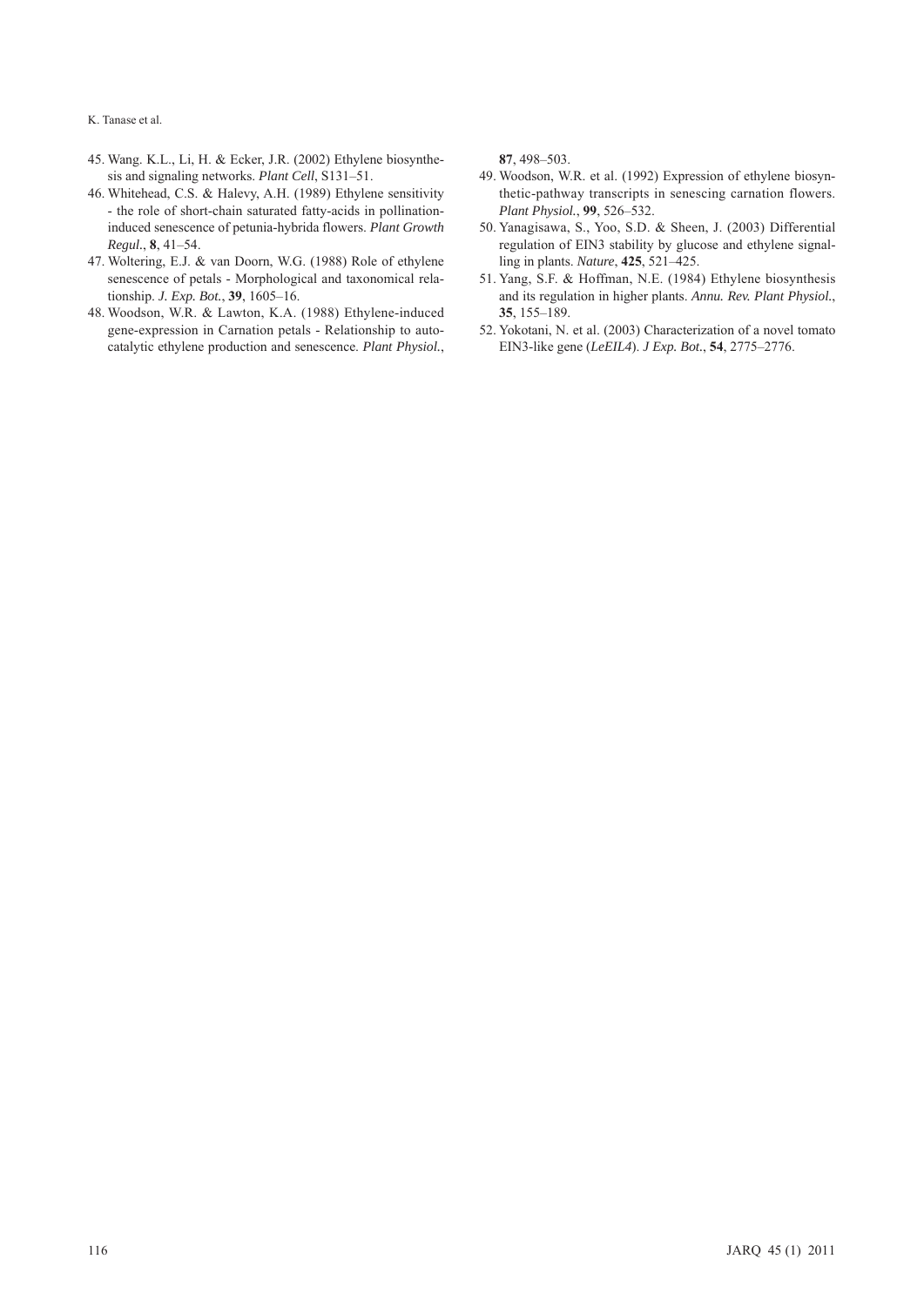45. Wang. K.L., Li, H. & Ecker, J.R. (2002) Ethylene biosynthesis and signaling networks. *Plant Cell*, S131–51.
46. Whitehead, C.S. & Halevy, A.H. (1989) Ethylene sensitivity - the role of short-chain saturated fatty-acids in pollination-induced senescence of petunia-hybrida flowers. *Plant Growth Regul.*, **8**, 41–54.
47. Woltering, E.J. & van Doorn, W.G. (1988) Role of ethylene senescence of petals - Morphological and taxonomical relationship. *J. Exp. Bot.*, **39**, 1605–16.
48. Woodson, W.R. & Lawton, K.A. (1988) Ethylene-induced gene-expression in Carnation petals - Relationship to autocatalytic ethylene production and senescence. *Plant Physiol.*, **87**, 498–503.
49. Woodson, W.R. et al. (1992) Expression of ethylene biosynthetic-pathway transcripts in senescing carnation flowers. *Plant Physiol.*, **99**, 526–532.
50. Yanagisawa, S., Yoo, S.D. & Sheen, J. (2003) Differential regulation of EIN3 stability by glucose and ethylene signalling in plants. *Nature*, **425**, 521–425.
51. Yang, S.F. & Hoffman, N.E. (1984) Ethylene biosynthesis and its regulation in higher plants. *Annu. Rev. Plant Physiol.*, **35**, 155–189.
52. Yokotani, N. et al. (2003) Characterization of a novel tomato EIN3-like gene (*LeEIL4*). *J Exp. Bot.*, **54**, 2775–2776.